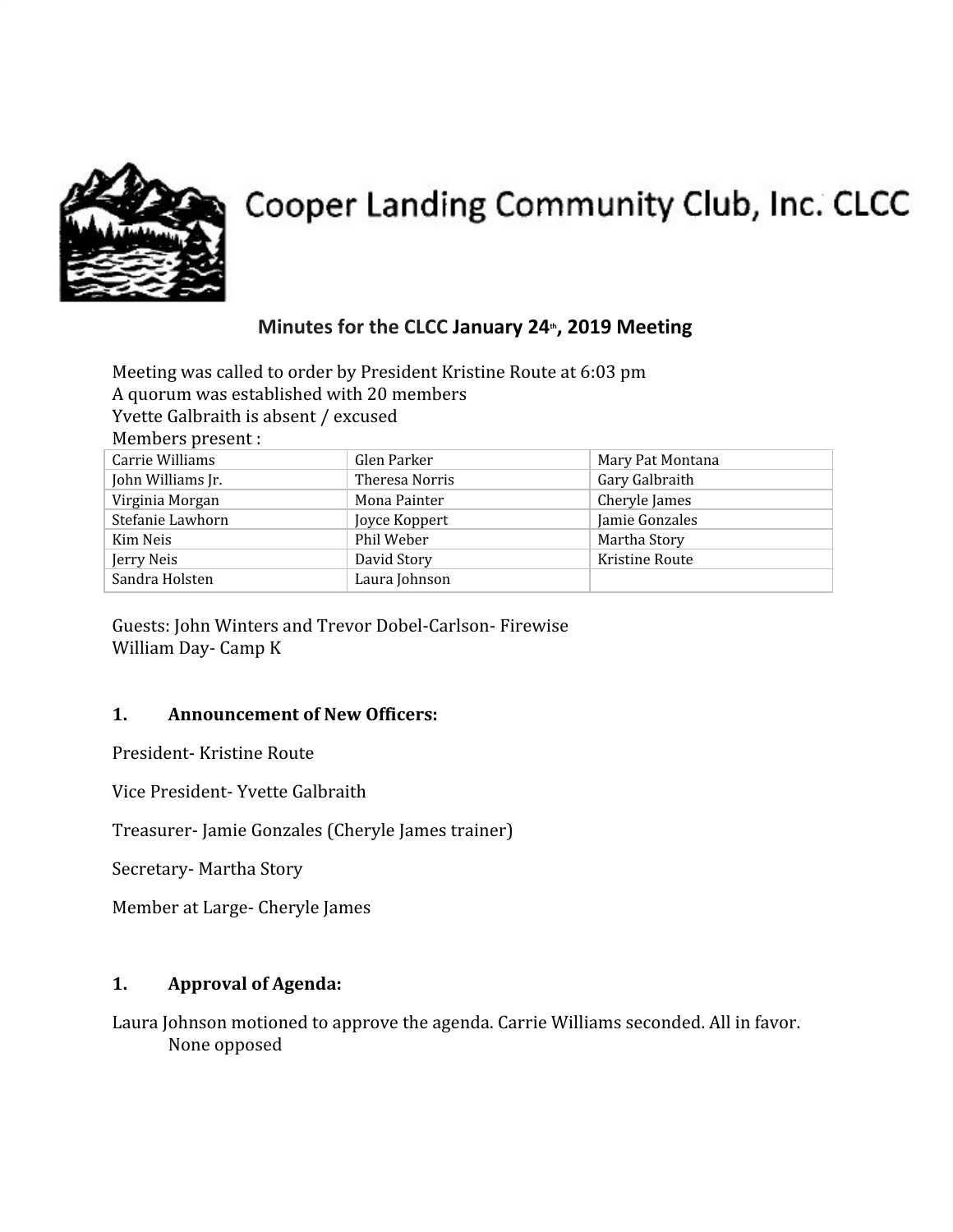# Cooper Landing Community Club, Inc. CLCC

## Minutes for the CLCC January 24th, 2019 Meeting

Meeting was called to order by President Kristine Route at 6:03 pm
A quorum was established with 20 members
Yvette Galbraith is absent / excused
Members present :

| | | |
|---|---|---|
| Carrie Williams | Glen Parker | Mary Pat Montana |
| John Williams Jr. | Theresa Norris | Gary Galbraith |
| Virginia Morgan | Mona Painter | Cheryle James |
| Stefanie Lawhorn | Joyce Koppert | Jamie Gonzales |
| Kim Neis | Phil Weber | Martha Story |
| Jerry Neis | David Story | Kristine Route |
| Sandra Holsten | Laura Johnson | |

Guests: John Winters and Trevor Dobel-Carlson- Firewise
William Day- Camp K

### 1. Announcement of New Officers:

President- Kristine Route

Vice President- Yvette Galbraith

Treasurer- Jamie Gonzales (Cheryle James trainer)

Secretary- Martha Story

Member at Large- Cheryle James

### 1. Approval of Agenda:

Laura Johnson motioned to approve the agenda. Carrie Williams seconded. All in favor. None opposed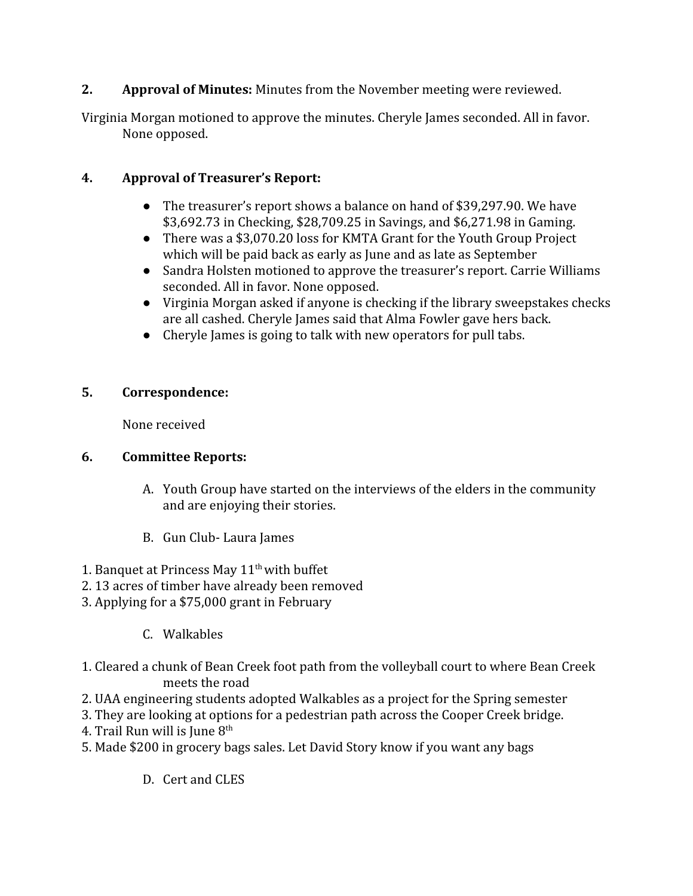**2. Approval of Minutes:** Minutes from the November meeting were reviewed.

Virginia Morgan motioned to approve the minutes. Cheryle James seconded. All in favor. None opposed.

**4. Approval of Treasurer's Report:**

- The treasurer's report shows a balance on hand of $39,297.90. We have $3,692.73 in Checking, $28,709.25 in Savings, and $6,271.98 in Gaming.
- There was a $3,070.20 loss for KMTA Grant for the Youth Group Project which will be paid back as early as June and as late as September
- Sandra Holsten motioned to approve the treasurer's report. Carrie Williams seconded. All in favor. None opposed.
- Virginia Morgan asked if anyone is checking if the library sweepstakes checks are all cashed. Cheryle James said that Alma Fowler gave hers back.
- Cheryle James is going to talk with new operators for pull tabs.

**5. Correspondence:**

None received

**6. Committee Reports:**

A. Youth Group have started on the interviews of the elders in the community and are enjoying their stories.

B. Gun Club- Laura James

1. Banquet at Princess May 11th with buffet
2. 13 acres of timber have already been removed
3. Applying for a $75,000 grant in February

C. Walkables

1. Cleared a chunk of Bean Creek foot path from the volleyball court to where Bean Creek meets the road
2. UAA engineering students adopted Walkables as a project for the Spring semester
3. They are looking at options for a pedestrian path across the Cooper Creek bridge.
4. Trail Run will is June 8th
5. Made $200 in grocery bags sales. Let David Story know if you want any bags

D. Cert and CLES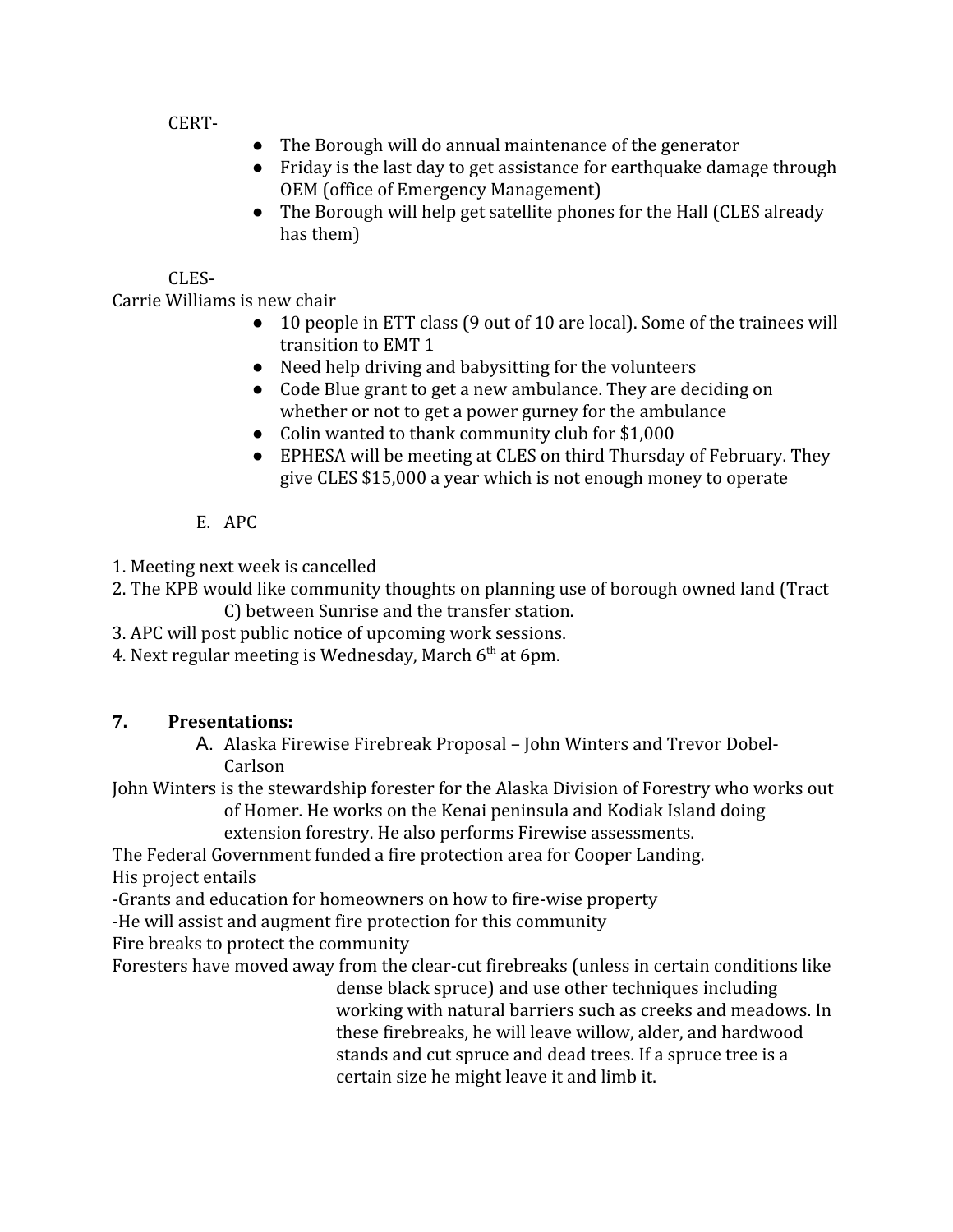CERT-

- The Borough will do annual maintenance of the generator
- Friday is the last day to get assistance for earthquake damage through OEM (office of Emergency Management)
- The Borough will help get satellite phones for the Hall (CLES already has them)

CLES-

Carrie Williams is new chair

- 10 people in ETT class (9 out of 10 are local). Some of the trainees will transition to EMT 1
- Need help driving and babysitting for the volunteers
- Code Blue grant to get a new ambulance. They are deciding on whether or not to get a power gurney for the ambulance
- Colin wanted to thank community club for $1,000
- EPHESA will be meeting at CLES on third Thursday of February. They give CLES $15,000 a year which is not enough money to operate

E. APC

1. Meeting next week is cancelled
2. The KPB would like community thoughts on planning use of borough owned land (Tract C) between Sunrise and the transfer station.
3. APC will post public notice of upcoming work sessions.
4. Next regular meeting is Wednesday, March 6th at 6pm.

**7. Presentations:**

A. Alaska Firewise Firebreak Proposal – John Winters and Trevor Dobel-Carlson

John Winters is the stewardship forester for the Alaska Division of Forestry who works out of Homer. He works on the Kenai peninsula and Kodiak Island doing extension forestry. He also performs Firewise assessments.

The Federal Government funded a fire protection area for Cooper Landing.

His project entails

-Grants and education for homeowners on how to fire-wise property

-He will assist and augment fire protection for this community

Fire breaks to protect the community

Foresters have moved away from the clear-cut firebreaks (unless in certain conditions like dense black spruce) and use other techniques including working with natural barriers such as creeks and meadows. In these firebreaks, he will leave willow, alder, and hardwood stands and cut spruce and dead trees. If a spruce tree is a certain size he might leave it and limb it.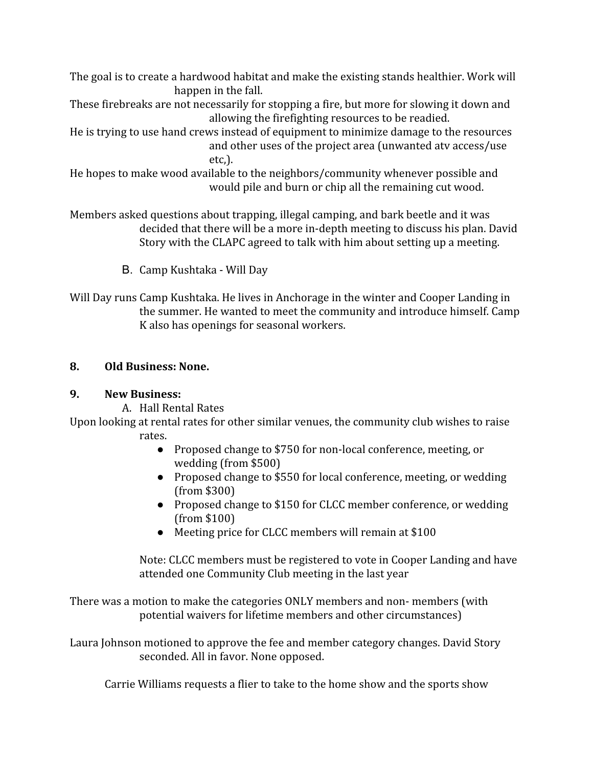The goal is to create a hardwood habitat and make the existing stands healthier. Work will happen in the fall.

These firebreaks are not necessarily for stopping a fire, but more for slowing it down and allowing the firefighting resources to be readied.

He is trying to use hand crews instead of equipment to minimize damage to the resources and other uses of the project area (unwanted atv access/use etc,).

He hopes to make wood available to the neighbors/community whenever possible and would pile and burn or chip all the remaining cut wood.

Members asked questions about trapping, illegal camping, and bark beetle and it was decided that there will be a more in-depth meeting to discuss his plan. David Story with the CLAPC agreed to talk with him about setting up a meeting.

B. Camp Kushtaka - Will Day

Will Day runs Camp Kushtaka. He lives in Anchorage in the winter and Cooper Landing in the summer. He wanted to meet the community and introduce himself. Camp K also has openings for seasonal workers.

**8. Old Business: None.**

**9. New Business:**

A. Hall Rental Rates

Upon looking at rental rates for other similar venues, the community club wishes to raise rates.

- Proposed change to $750 for non-local conference, meeting, or wedding (from $500)
- Proposed change to $550 for local conference, meeting, or wedding (from $300)
- Proposed change to $150 for CLCC member conference, or wedding (from $100)
- Meeting price for CLCC members will remain at $100

Note: CLCC members must be registered to vote in Cooper Landing and have attended one Community Club meeting in the last year

There was a motion to make the categories ONLY members and non- members (with potential waivers for lifetime members and other circumstances)

Laura Johnson motioned to approve the fee and member category changes. David Story seconded. All in favor. None opposed.

Carrie Williams requests a flier to take to the home show and the sports show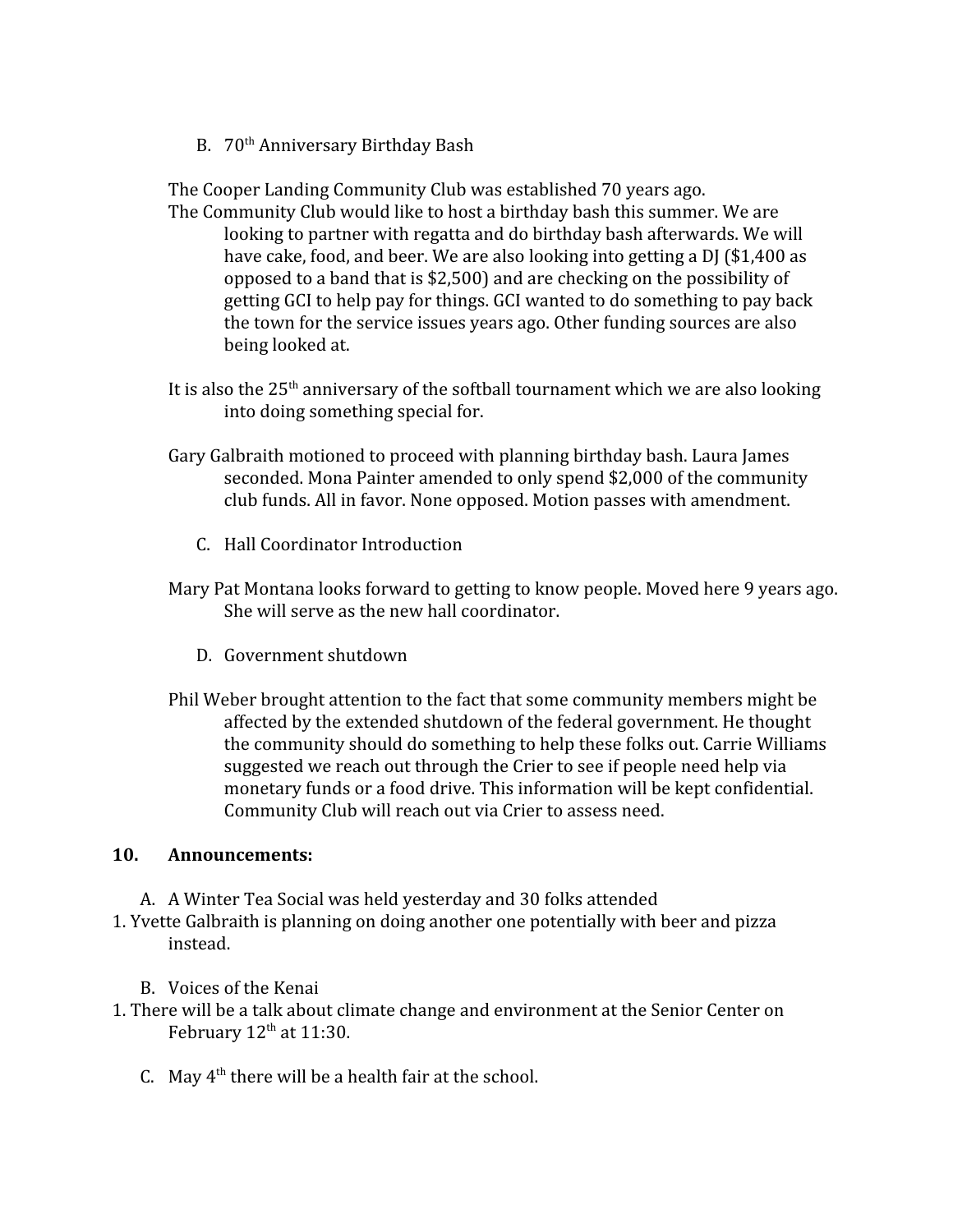B. 70th Anniversary Birthday Bash

The Cooper Landing Community Club was established 70 years ago.

The Community Club would like to host a birthday bash this summer. We are looking to partner with regatta and do birthday bash afterwards. We will have cake, food, and beer. We are also looking into getting a DJ ($1,400 as opposed to a band that is $2,500) and are checking on the possibility of getting GCI to help pay for things. GCI wanted to do something to pay back the town for the service issues years ago. Other funding sources are also being looked at.

It is also the 25th anniversary of the softball tournament which we are also looking into doing something special for.

Gary Galbraith motioned to proceed with planning birthday bash. Laura James seconded. Mona Painter amended to only spend $2,000 of the community club funds. All in favor. None opposed. Motion passes with amendment.

C. Hall Coordinator Introduction

Mary Pat Montana looks forward to getting to know people. Moved here 9 years ago. She will serve as the new hall coordinator.

D. Government shutdown

Phil Weber brought attention to the fact that some community members might be affected by the extended shutdown of the federal government. He thought the community should do something to help these folks out. Carrie Williams suggested we reach out through the Crier to see if people need help via monetary funds or a food drive. This information will be kept confidential. Community Club will reach out via Crier to assess need.

**10. Announcements:**

A. A Winter Tea Social was held yesterday and 30 folks attended

1. Yvette Galbraith is planning on doing another one potentially with beer and pizza instead.

B. Voices of the Kenai

1. There will be a talk about climate change and environment at the Senior Center on February 12th at 11:30.

C. May 4th there will be a health fair at the school.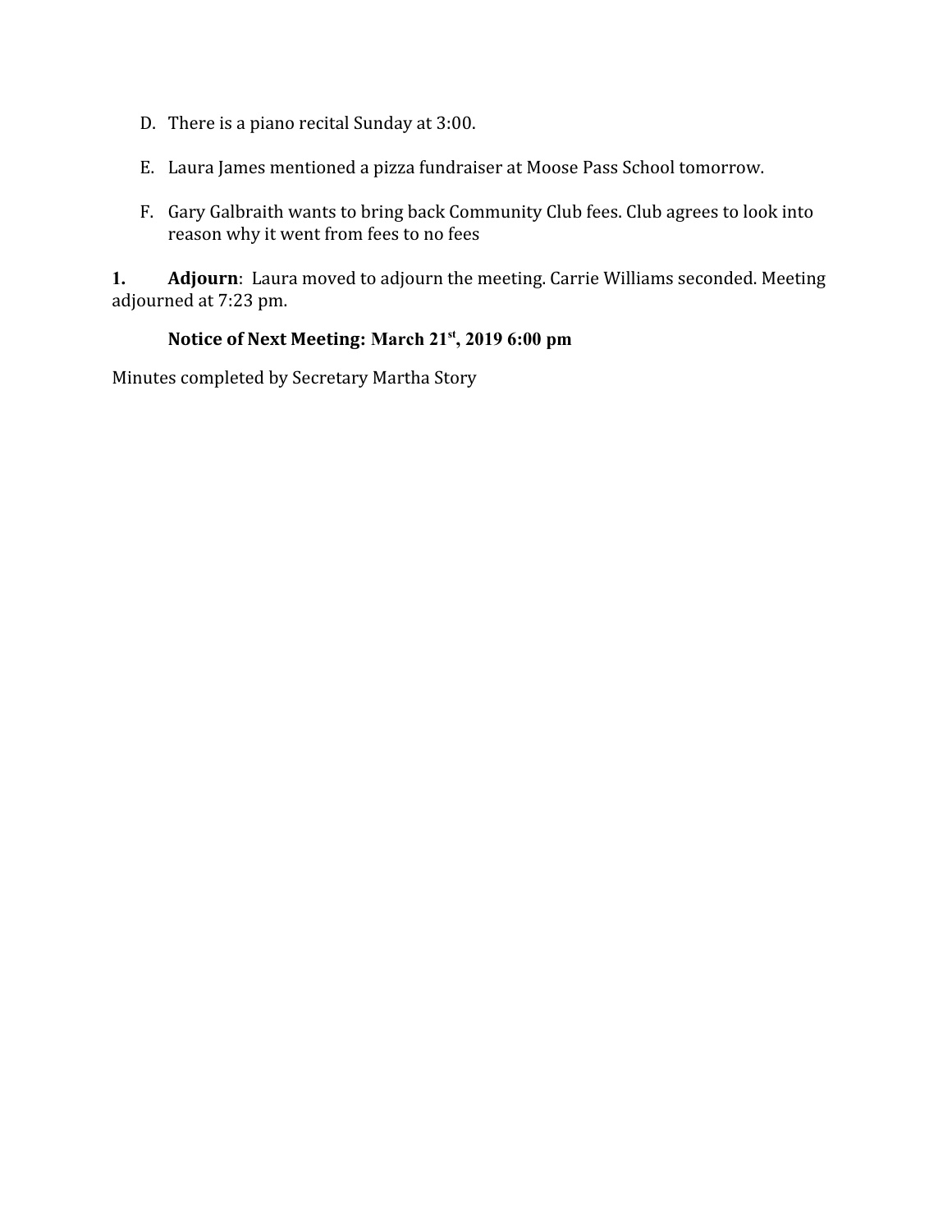D. There is a piano recital Sunday at 3:00.

E. Laura James mentioned a pizza fundraiser at Moose Pass School tomorrow.

F. Gary Galbraith wants to bring back Community Club fees. Club agrees to look into reason why it went from fees to no fees

**1. Adjourn**: Laura moved to adjourn the meeting. Carrie Williams seconded. Meeting adjourned at 7:23 pm.

**Notice of Next Meeting: March 21st, 2019 6:00 pm**

Minutes completed by Secretary Martha Story